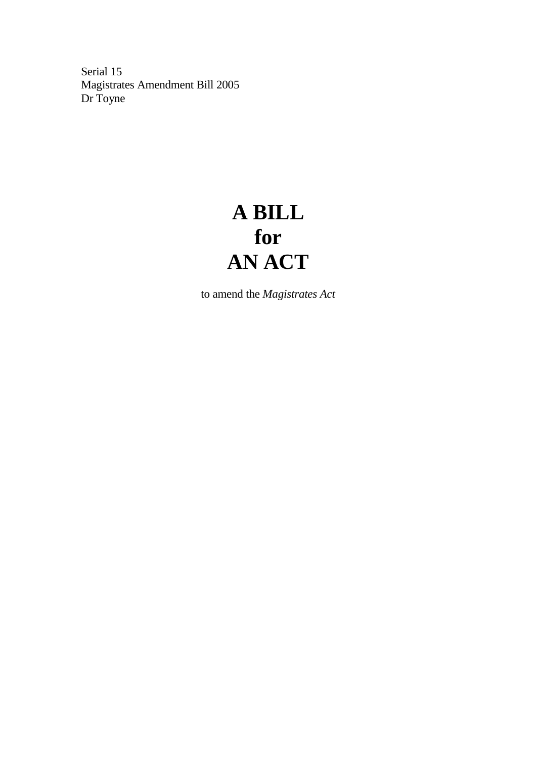Serial 15
Magistrates Amendment Bill 2005
Dr Toyne

# A BILL
# for
# AN ACT

to amend the *Magistrates Act*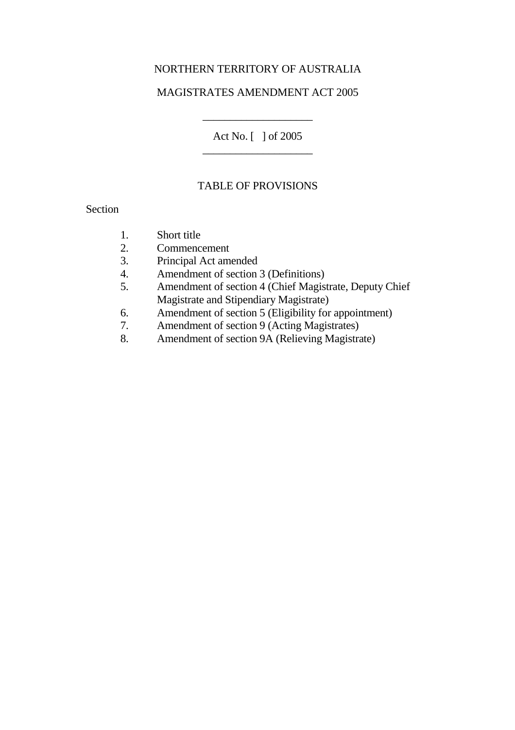NORTHERN TERRITORY OF AUSTRALIA

MAGISTRATES AMENDMENT ACT 2005

---

Act No. [ ] of 2005

---

TABLE OF PROVISIONS

Section

1. Short title
2. Commencement
3. Principal Act amended
4. Amendment of section 3 (Definitions)
5. Amendment of section 4 (Chief Magistrate, Deputy Chief Magistrate and Stipendiary Magistrate)
6. Amendment of section 5 (Eligibility for appointment)
7. Amendment of section 9 (Acting Magistrates)
8. Amendment of section 9A (Relieving Magistrate)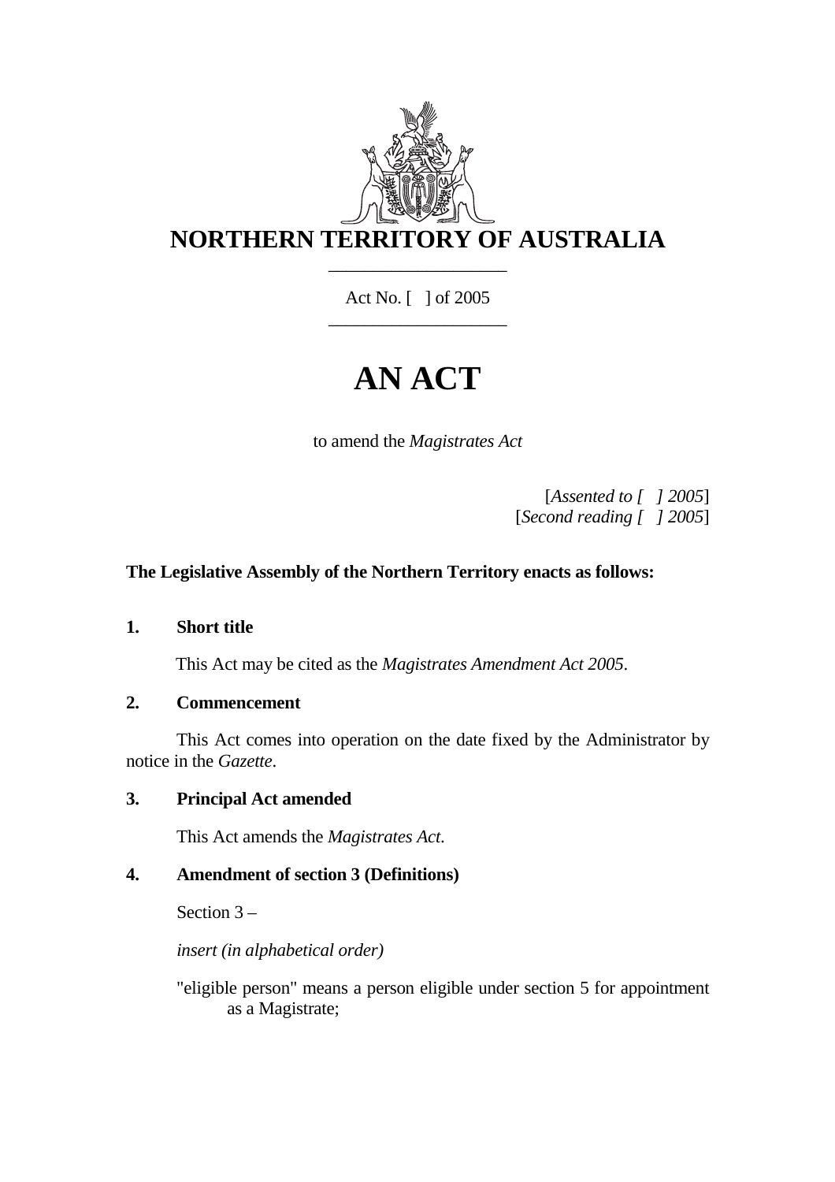# NORTHERN TERRITORY OF AUSTRALIA

Act No. [ ] of 2005

# AN ACT

to amend the *Magistrates Act*

[*Assented to [ ] 2005*]
[*Second reading [ ] 2005*]

**The Legislative Assembly of the Northern Territory enacts as follows:**

**1. Short title**

This Act may be cited as the *Magistrates Amendment Act 2005*.

**2. Commencement**

This Act comes into operation on the date fixed by the Administrator by notice in the *Gazette*.

**3. Principal Act amended**

This Act amends the *Magistrates Act*.

**4. Amendment of section 3 (Definitions)**

Section 3 –

*insert (in alphabetical order)*

"eligible person" means a person eligible under section 5 for appointment as a Magistrate;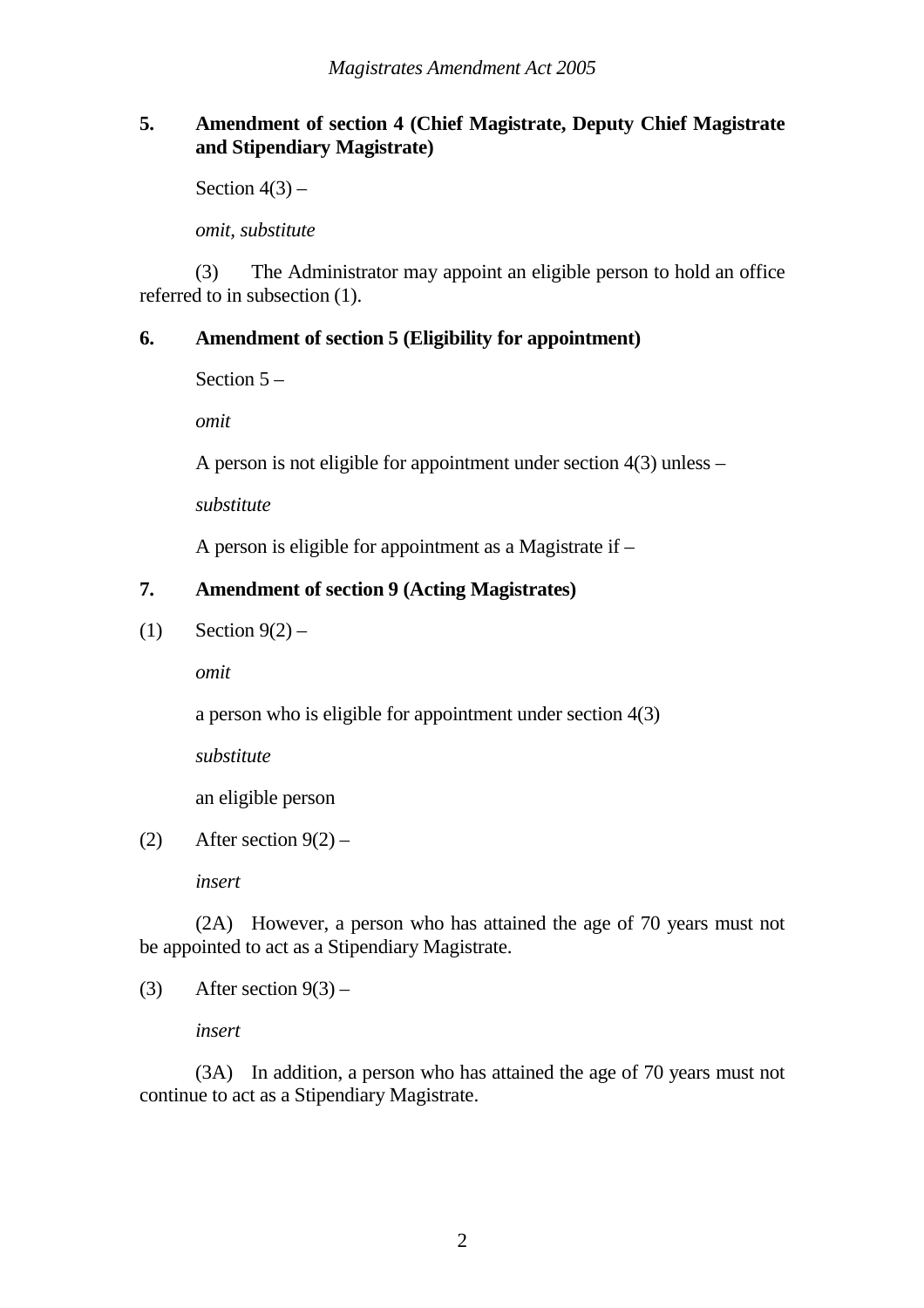## 5. Amendment of section 4 (Chief Magistrate, Deputy Chief Magistrate and Stipendiary Magistrate)

Section 4(3) –

*omit, substitute*

(3) The Administrator may appoint an eligible person to hold an office referred to in subsection (1).

## 6. Amendment of section 5 (Eligibility for appointment)

Section 5 –

*omit*

A person is not eligible for appointment under section 4(3) unless –

*substitute*

A person is eligible for appointment as a Magistrate if –

## 7. Amendment of section 9 (Acting Magistrates)

(1) Section 9(2) –

*omit*

a person who is eligible for appointment under section 4(3)

*substitute*

an eligible person

(2) After section 9(2) –

*insert*

(2A) However, a person who has attained the age of 70 years must not be appointed to act as a Stipendiary Magistrate.

(3) After section 9(3) –

*insert*

(3A) In addition, a person who has attained the age of 70 years must not continue to act as a Stipendiary Magistrate.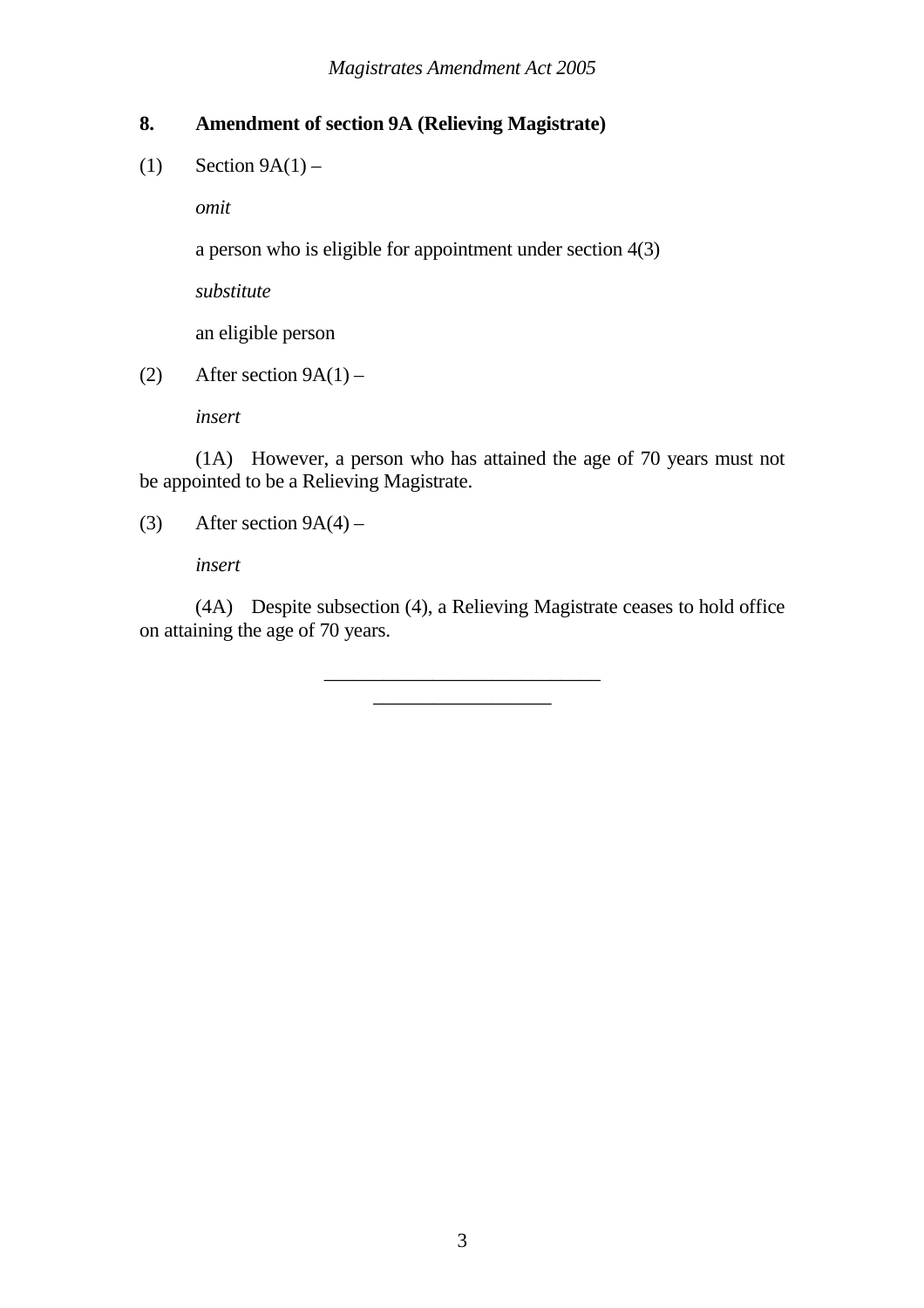**8. Amendment of section 9A (Relieving Magistrate)**

(1) Section 9A(1) –

*omit*

a person who is eligible for appointment under section 4(3)

*substitute*

an eligible person

(2) After section 9A(1) –

*insert*

(1A) However, a person who has attained the age of 70 years must not be appointed to be a Relieving Magistrate.

(3) After section 9A(4) –

*insert*

(4A) Despite subsection (4), a Relieving Magistrate ceases to hold office on attaining the age of 70 years.